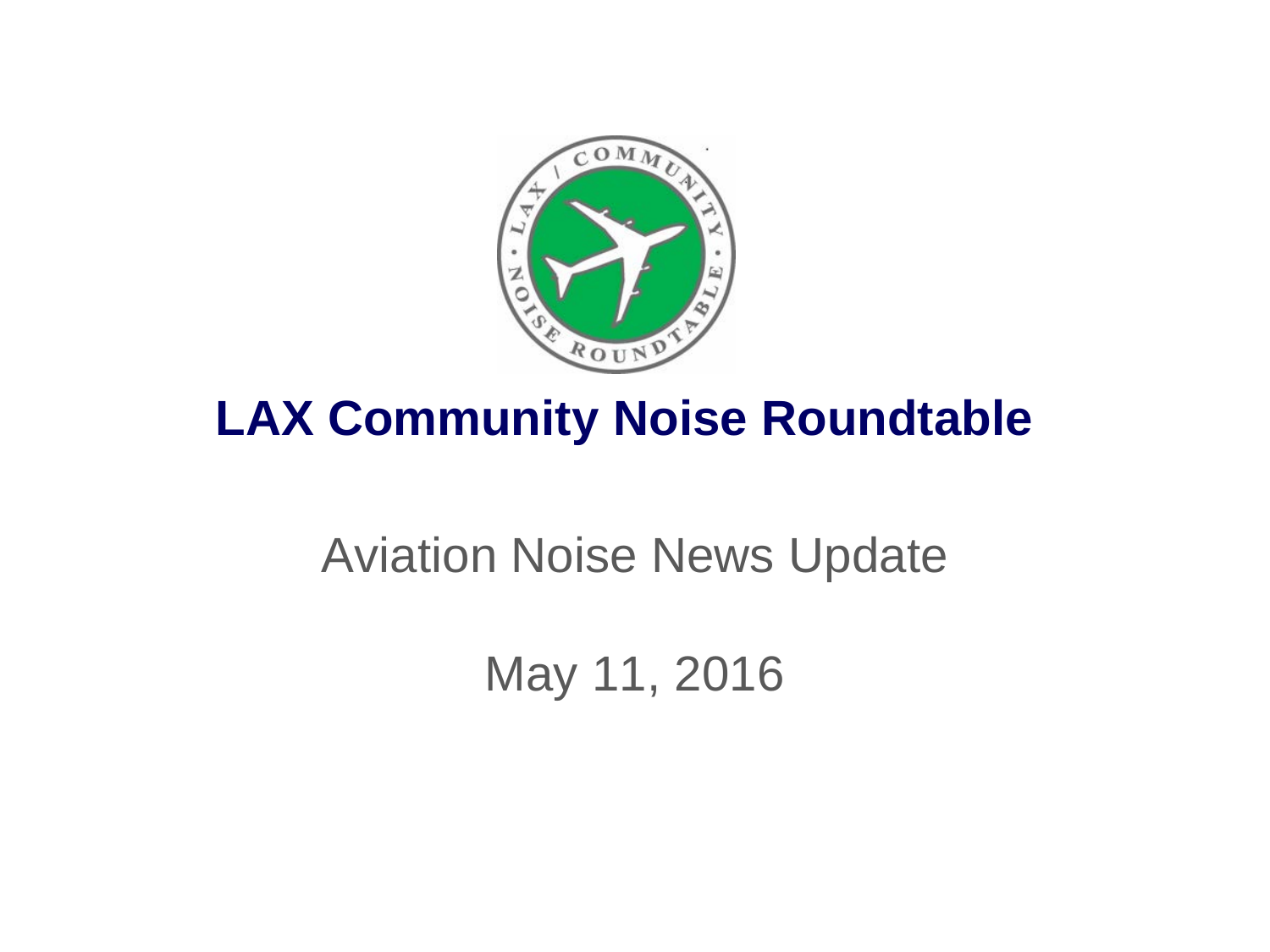# LAX Community Noise Roundtable

Aviation Noise News Update

May 11, 2016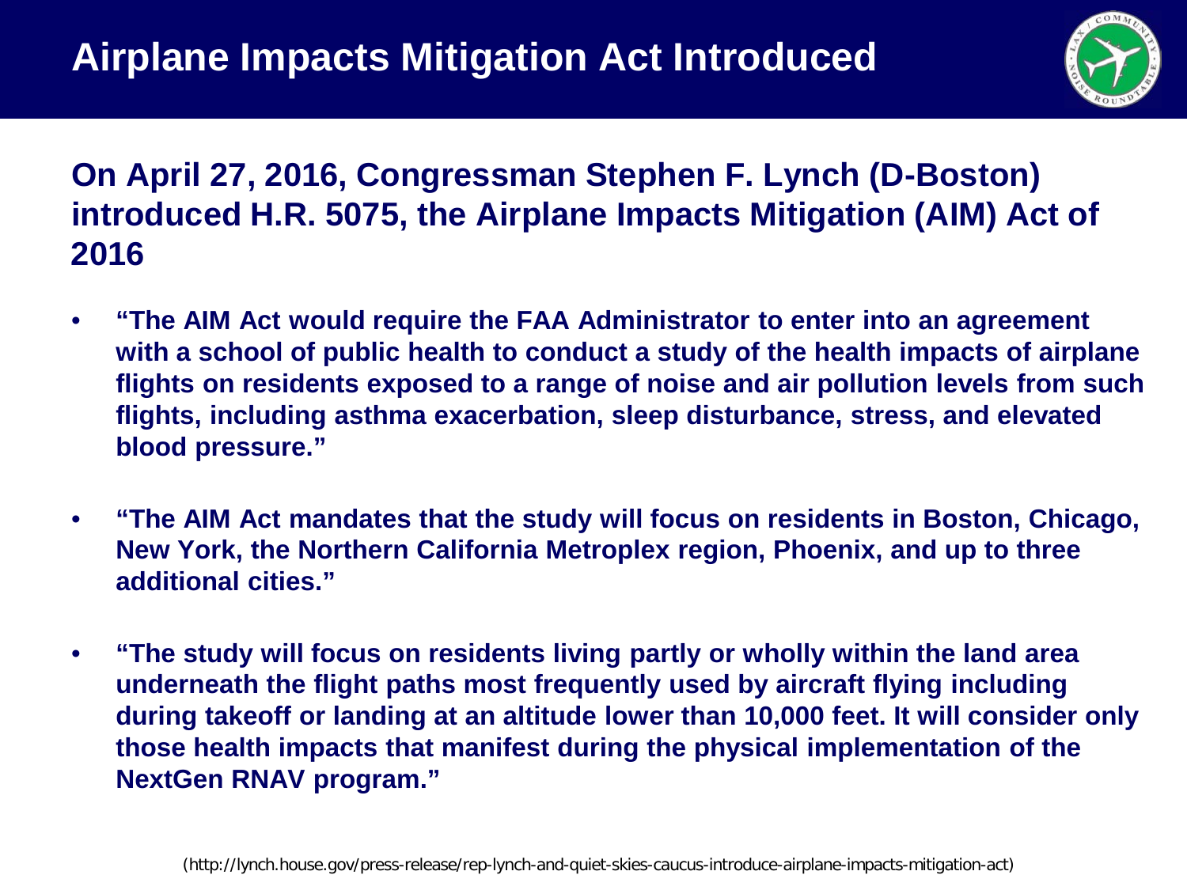# Airplane Impacts Mitigation Act Introduced

**On April 27, 2016, Congressman Stephen F. Lynch (D-Boston) introduced H.R. 5075, the Airplane Impacts Mitigation (AIM) Act of 2016**

- **"The AIM Act would require the FAA Administrator to enter into an agreement with a school of public health to conduct a study of the health impacts of airplane flights on residents exposed to a range of noise and air pollution levels from such flights, including asthma exacerbation, sleep disturbance, stress, and elevated blood pressure."**
- **"The AIM Act mandates that the study will focus on residents in Boston, Chicago, New York, the Northern California Metroplex region, Phoenix, and up to three additional cities."**
- **"The study will focus on residents living partly or wholly within the land area underneath the flight paths most frequently used by aircraft flying including during takeoff or landing at an altitude lower than 10,000 feet. It will consider only those health impacts that manifest during the physical implementation of the NextGen RNAV program."**

(http://lynch.house.gov/press-release/rep-lynch-and-quiet-skies-caucus-introduce-airplane-impacts-mitigation-act)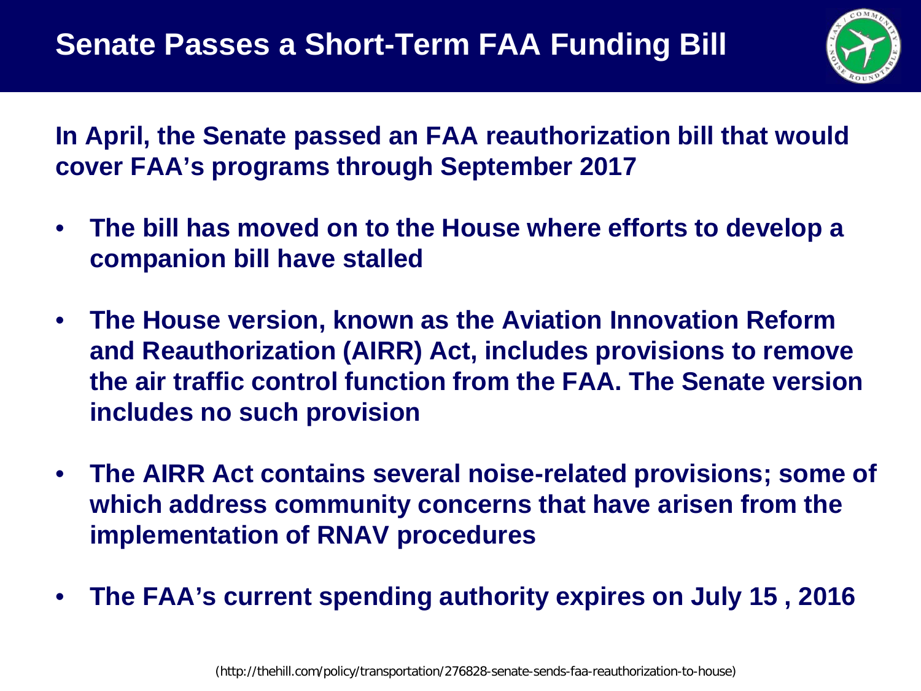# Senate Passes a Short-Term FAA Funding Bill

**In April, the Senate passed an FAA reauthorization bill that would cover FAA's programs through September 2017**

- **The bill has moved on to the House where efforts to develop a companion bill have stalled**
- **The House version, known as the Aviation Innovation Reform and Reauthorization (AIRR) Act, includes provisions to remove the air traffic control function from the FAA. The Senate version includes no such provision**
- **The AIRR Act contains several noise-related provisions; some of which address community concerns that have arisen from the implementation of RNAV procedures**
- **The FAA's current spending authority expires on July 15 , 2016**

(http://thehill.com/policy/transportation/276828-senate-sends-faa-reauthorization-to-house)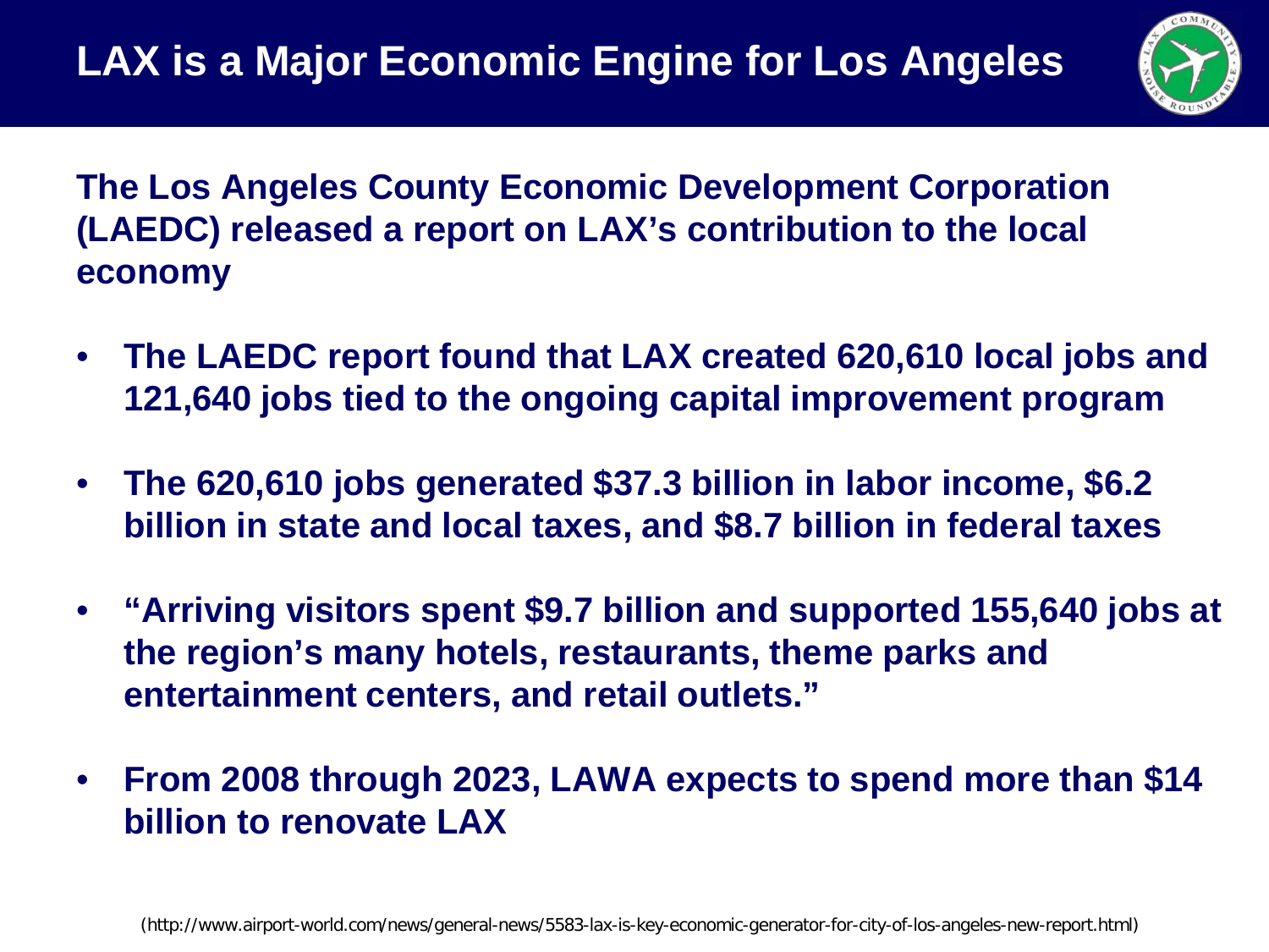# LAX is a Major Economic Engine for Los Angeles

**The Los Angeles County Economic Development Corporation (LAEDC) released a report on LAX's contribution to the local economy**

- **The LAEDC report found that LAX created 620,610 local jobs and 121,640 jobs tied to the ongoing capital improvement program**
- **The 620,610 jobs generated $37.3 billion in labor income, $6.2 billion in state and local taxes, and $8.7 billion in federal taxes**
- **"Arriving visitors spent $9.7 billion and supported 155,640 jobs at the region's many hotels, restaurants, theme parks and entertainment centers, and retail outlets."**
- **From 2008 through 2023, LAWA expects to spend more than $14 billion to renovate LAX**

(http://www.airport-world.com/news/general-news/5583-lax-is-key-economic-generator-for-city-of-los-angeles-new-report.html)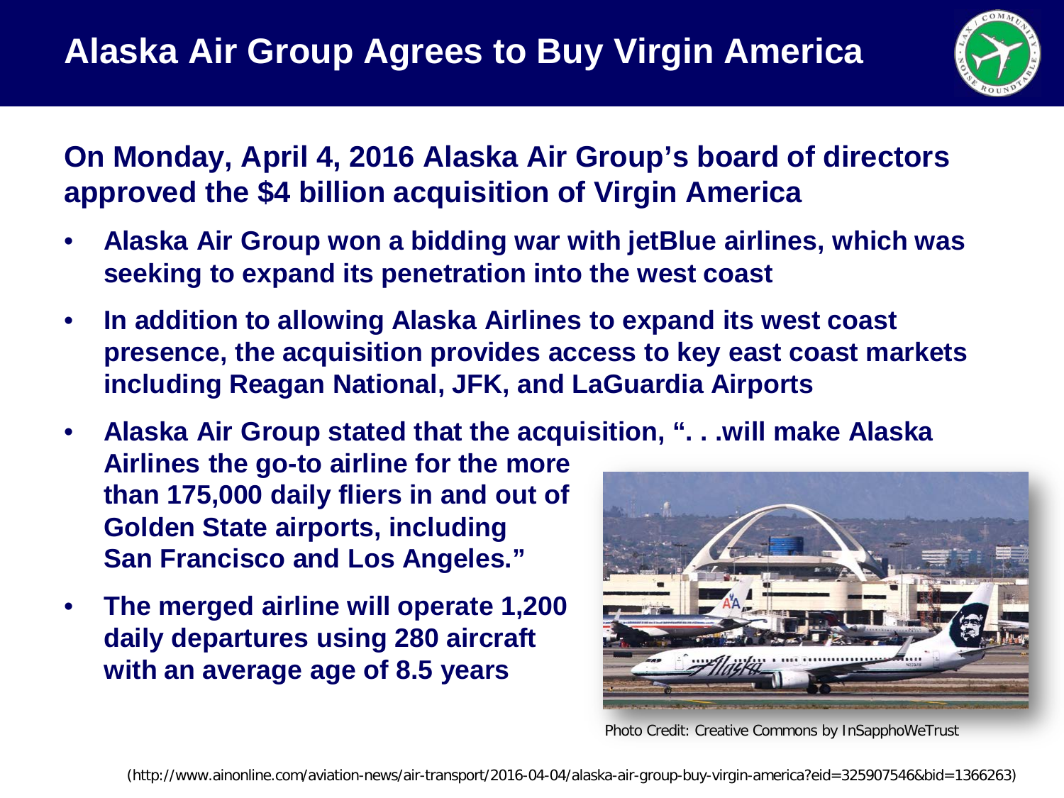# Alaska Air Group Agrees to Buy Virgin America

**On Monday, April 4, 2016 Alaska Air Group's board of directors approved the $4 billion acquisition of Virgin America**

- **Alaska Air Group won a bidding war with jetBlue airlines, which was seeking to expand its penetration into the west coast**
- **In addition to allowing Alaska Airlines to expand its west coast presence, the acquisition provides access to key east coast markets including Reagan National, JFK, and LaGuardia Airports**
- **Alaska Air Group stated that the acquisition, ". . .will make Alaska Airlines the go-to airline for the more than 175,000 daily fliers in and out of Golden State airports, including San Francisco and Los Angeles."**
- **The merged airline will operate 1,200 daily departures using 280 aircraft with an average age of 8.5 years**

Photo Credit: Creative Commons by InSapphoWeTrust

(http://www.ainonline.com/aviation-news/air-transport/2016-04-04/alaska-air-group-buy-virgin-america?eid=325907546&bid=1366263)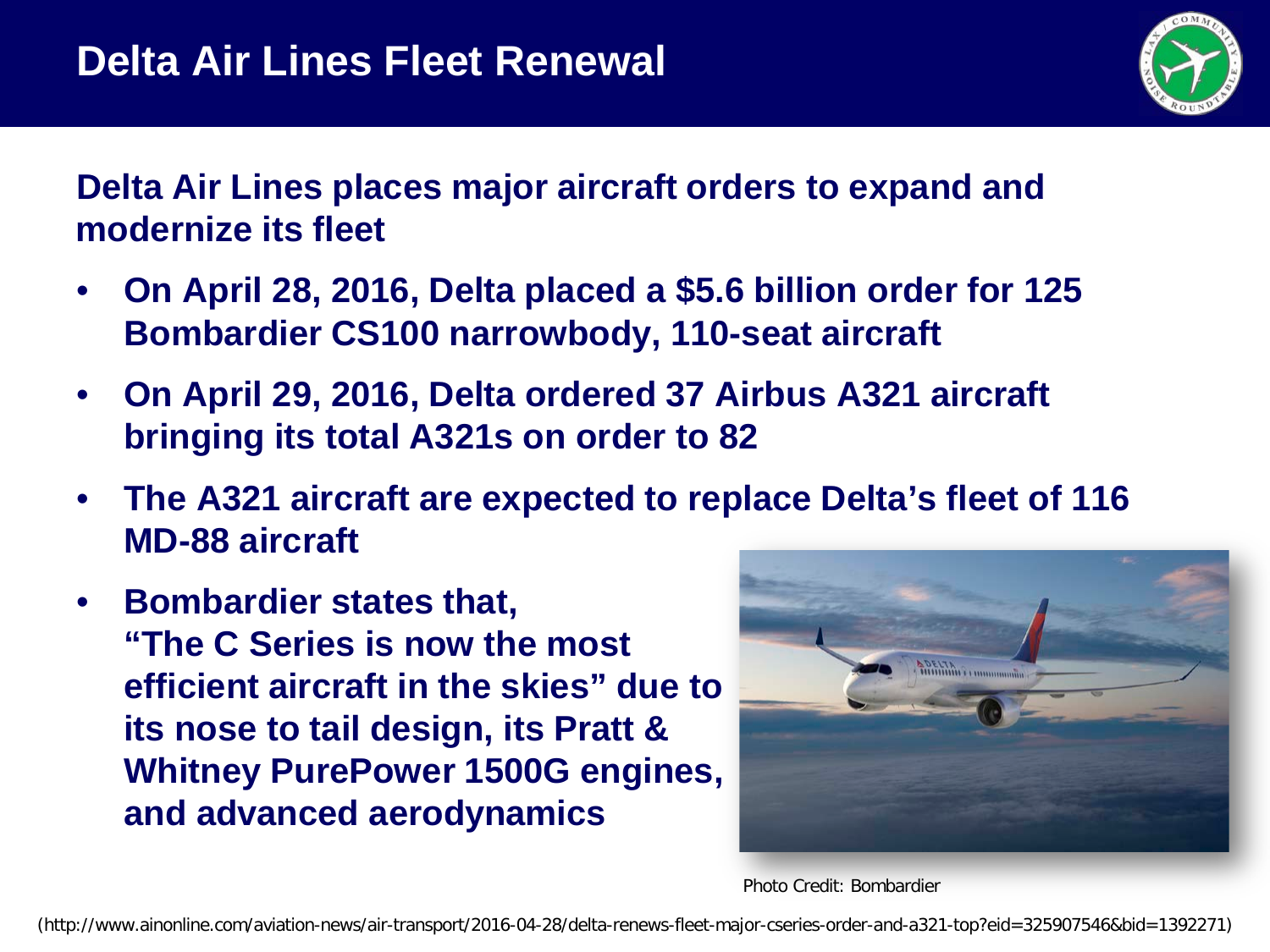# Delta Air Lines Fleet Renewal

**Delta Air Lines places major aircraft orders to expand and modernize its fleet**

- **On April 28, 2016, Delta placed a $5.6 billion order for 125 Bombardier CS100 narrowbody, 110-seat aircraft**
- **On April 29, 2016, Delta ordered 37 Airbus A321 aircraft bringing its total A321s on order to 82**
- **The A321 aircraft are expected to replace Delta's fleet of 116 MD-88 aircraft**
- **Bombardier states that, "The C Series is now the most efficient aircraft in the skies" due to its nose to tail design, its Pratt & Whitney PurePower 1500G engines, and advanced aerodynamics**

Photo Credit: Bombardier

(http://www.ainonline.com/aviation-news/air-transport/2016-04-28/delta-renews-fleet-major-cseries-order-and-a321-top?eid=325907546&bid=1392271)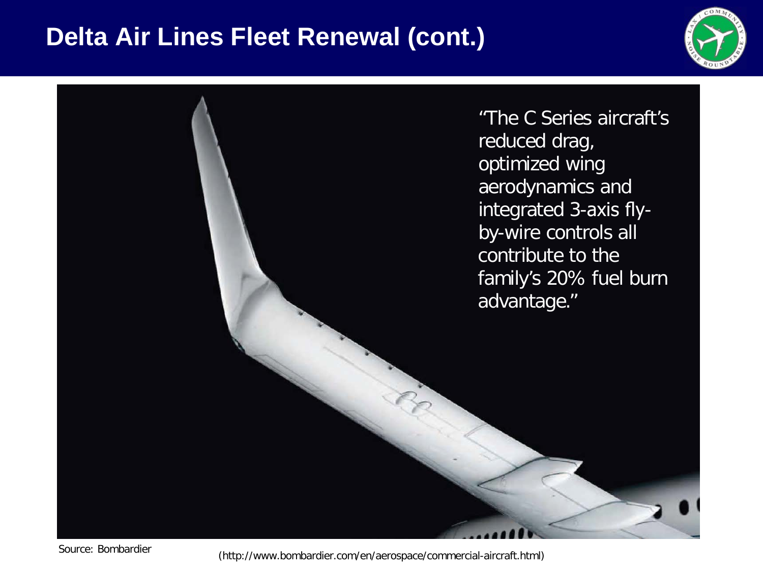# Delta Air Lines Fleet Renewal (cont.)

"The C Series aircraft's reduced drag, optimized wing aerodynamics and integrated 3-axis fly-by-wire controls all contribute to the family's 20% fuel burn advantage."

Source: Bombardier

(http://www.bombardier.com/en/aerospace/commercial-aircraft.html)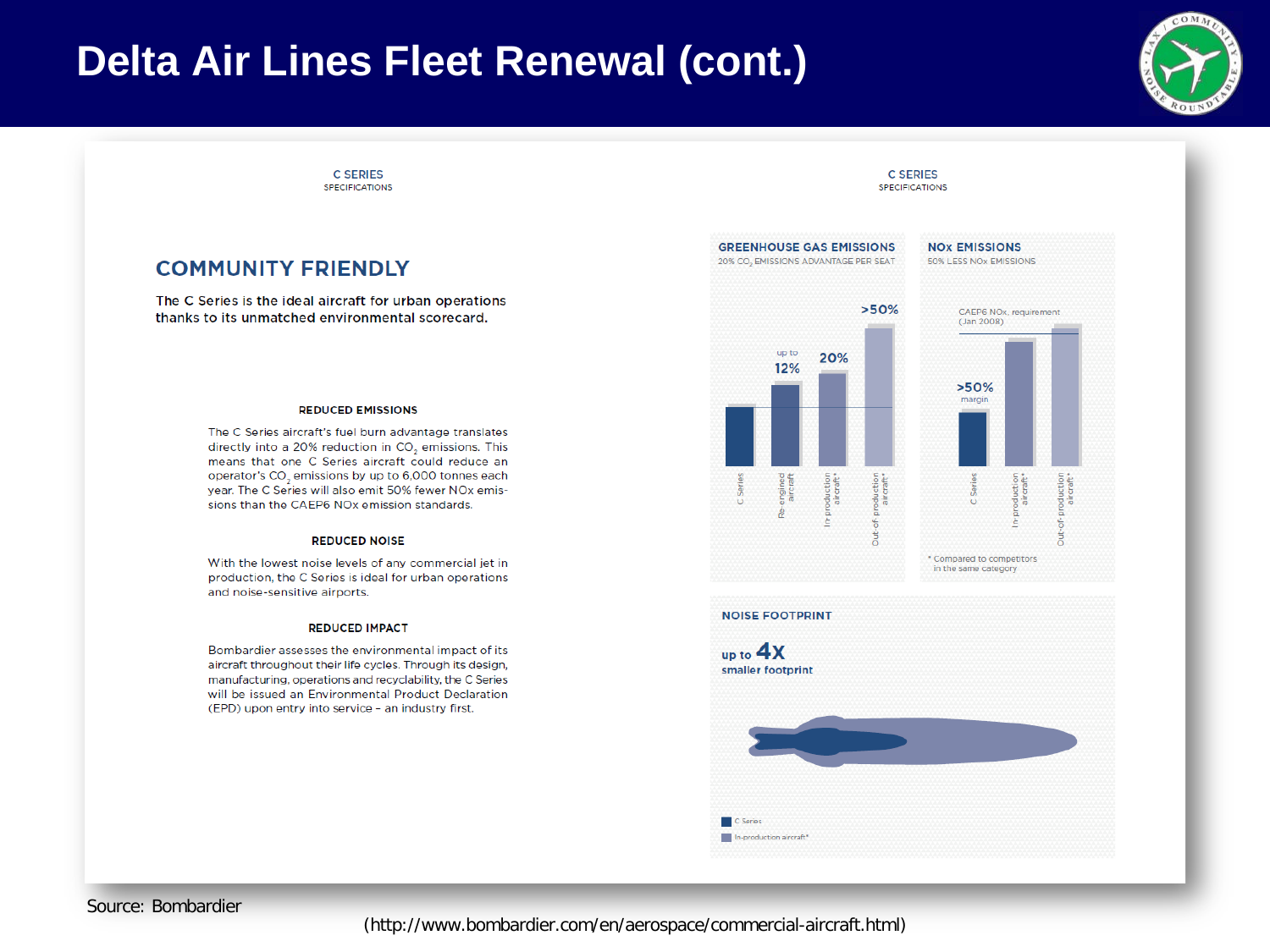# Delta Air Lines Fleet Renewal (cont.)

C SERIES
SPECIFICATIONS

## COMMUNITY FRIENDLY

The C Series is the ideal aircraft for urban operations thanks to its unmatched environmental scorecard.

### REDUCED EMISSIONS

The C Series aircraft's fuel burn advantage translates directly into a 20% reduction in $CO_2$ emissions. This means that one C Series aircraft could reduce an operator's $CO_2$ emissions by up to 6,000 tonnes each year. The C Series will also emit 50% fewer NOx emissions than the CAEP6 NOx emission standards.

### REDUCED NOISE

With the lowest noise levels of any commercial jet in production, the C Series is ideal for urban operations and noise-sensitive airports.

### REDUCED IMPACT

Bombardier assesses the environmental impact of its aircraft throughout their life cycles. Through its design, manufacturing, operations and recyclability, the C Series will be issued an Environmental Product Declaration (EPD) upon entry into service – an industry first.

C SERIES
SPECIFICATIONS

**GREENHOUSE GAS EMISSIONS**
20% $CO_2$ EMISSIONS ADVANTAGE PER SEAT

up to 12%
20%
>50%

C Series
Re-engined aircraft
In-production aircraft*
Out-of-production aircraft*

**NOx EMISSIONS**
50% LESS NOx EMISSIONS

CAEP6 $NO_x$ requirement (Jan 2008)
>50% margin

C Series
In-production aircraft*
Out-of-production aircraft*

\* Compared to competitors in the same category

**NOISE FOOTPRINT**

up to **4X** smaller footprint

C Series
In-production aircraft*

Source: Bombardier
(http://www.bombardier.com/en/aerospace/commercial-aircraft.html)